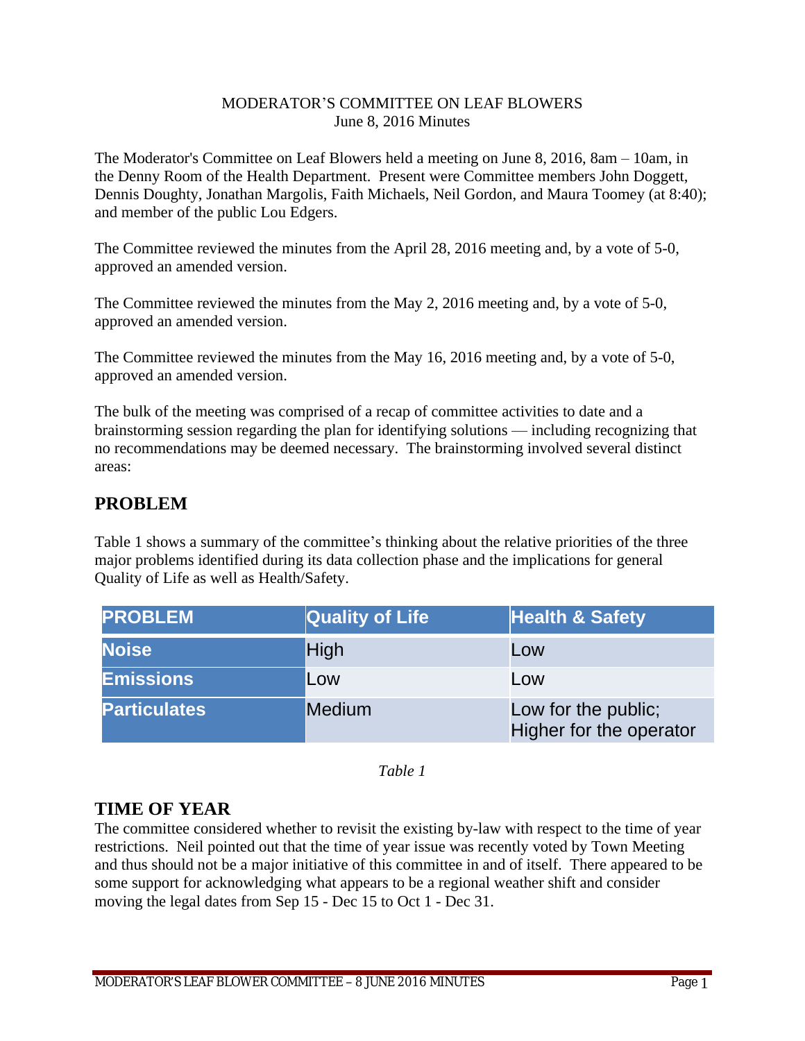MODERATOR'S COMMITTEE ON LEAF BLOWERS
June 8, 2016 Minutes

The Moderator's Committee on Leaf Blowers held a meeting on June 8, 2016, 8am – 10am, in the Denny Room of the Health Department. Present were Committee members John Doggett, Dennis Doughty, Jonathan Margolis, Faith Michaels, Neil Gordon, and Maura Toomey (at 8:40); and member of the public Lou Edgers.

The Committee reviewed the minutes from the April 28, 2016 meeting and, by a vote of 5-0, approved an amended version.

The Committee reviewed the minutes from the May 2, 2016 meeting and, by a vote of 5-0, approved an amended version.

The Committee reviewed the minutes from the May 16, 2016 meeting and, by a vote of 5-0, approved an amended version.

The bulk of the meeting was comprised of a recap of committee activities to date and a brainstorming session regarding the plan for identifying solutions — including recognizing that no recommendations may be deemed necessary. The brainstorming involved several distinct areas:

## PROBLEM

Table 1 shows a summary of the committee's thinking about the relative priorities of the three major problems identified during its data collection phase and the implications for general Quality of Life as well as Health/Safety.

| PROBLEM | Quality of Life | Health & Safety |
|---|---|---|
| Noise | High | Low |
| Emissions | Low | Low |
| Particulates | Medium | Low for the public; Higher for the operator |

*Table 1*

## TIME OF YEAR

The committee considered whether to revisit the existing by-law with respect to the time of year restrictions. Neil pointed out that the time of year issue was recently voted by Town Meeting and thus should not be a major initiative of this committee in and of itself. There appeared to be some support for acknowledging what appears to be a regional weather shift and consider moving the legal dates from Sep 15 - Dec 15 to Oct 1 - Dec 31.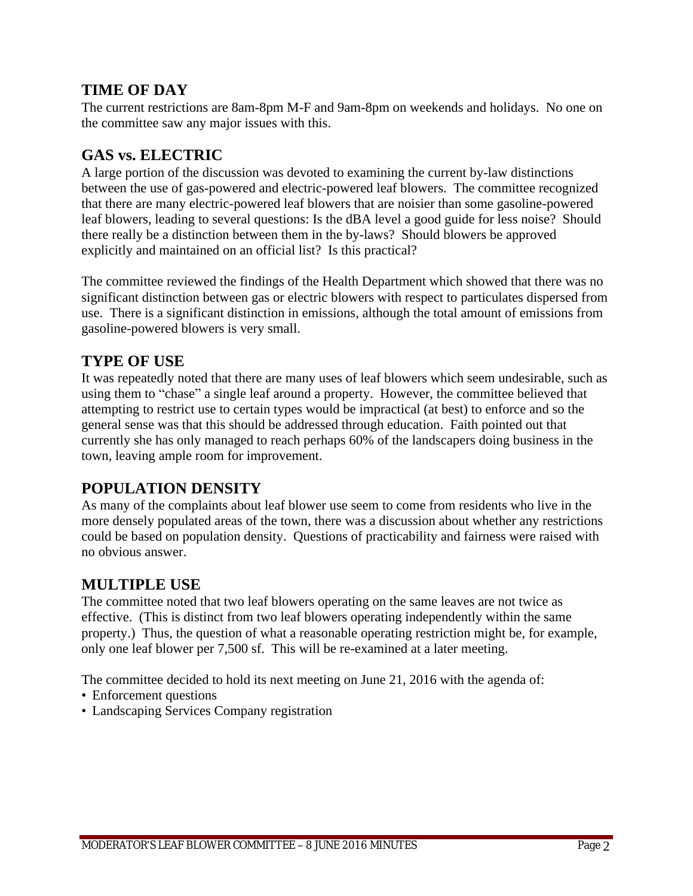## TIME OF DAY

The current restrictions are 8am-8pm M-F and 9am-8pm on weekends and holidays. No one on the committee saw any major issues with this.

## GAS vs. ELECTRIC

A large portion of the discussion was devoted to examining the current by-law distinctions between the use of gas-powered and electric-powered leaf blowers. The committee recognized that there are many electric-powered leaf blowers that are noisier than some gasoline-powered leaf blowers, leading to several questions: Is the dBA level a good guide for less noise? Should there really be a distinction between them in the by-laws? Should blowers be approved explicitly and maintained on an official list? Is this practical?

The committee reviewed the findings of the Health Department which showed that there was no significant distinction between gas or electric blowers with respect to particulates dispersed from use. There is a significant distinction in emissions, although the total amount of emissions from gasoline-powered blowers is very small.

## TYPE OF USE

It was repeatedly noted that there are many uses of leaf blowers which seem undesirable, such as using them to "chase" a single leaf around a property. However, the committee believed that attempting to restrict use to certain types would be impractical (at best) to enforce and so the general sense was that this should be addressed through education. Faith pointed out that currently she has only managed to reach perhaps 60% of the landscapers doing business in the town, leaving ample room for improvement.

## POPULATION DENSITY

As many of the complaints about leaf blower use seem to come from residents who live in the more densely populated areas of the town, there was a discussion about whether any restrictions could be based on population density. Questions of practicability and fairness were raised with no obvious answer.

## MULTIPLE USE

The committee noted that two leaf blowers operating on the same leaves are not twice as effective. (This is distinct from two leaf blowers operating independently within the same property.) Thus, the question of what a reasonable operating restriction might be, for example, only one leaf blower per 7,500 sf. This will be re-examined at a later meeting.

The committee decided to hold its next meeting on June 21, 2016 with the agenda of:

- Enforcement questions
- Landscaping Services Company registration